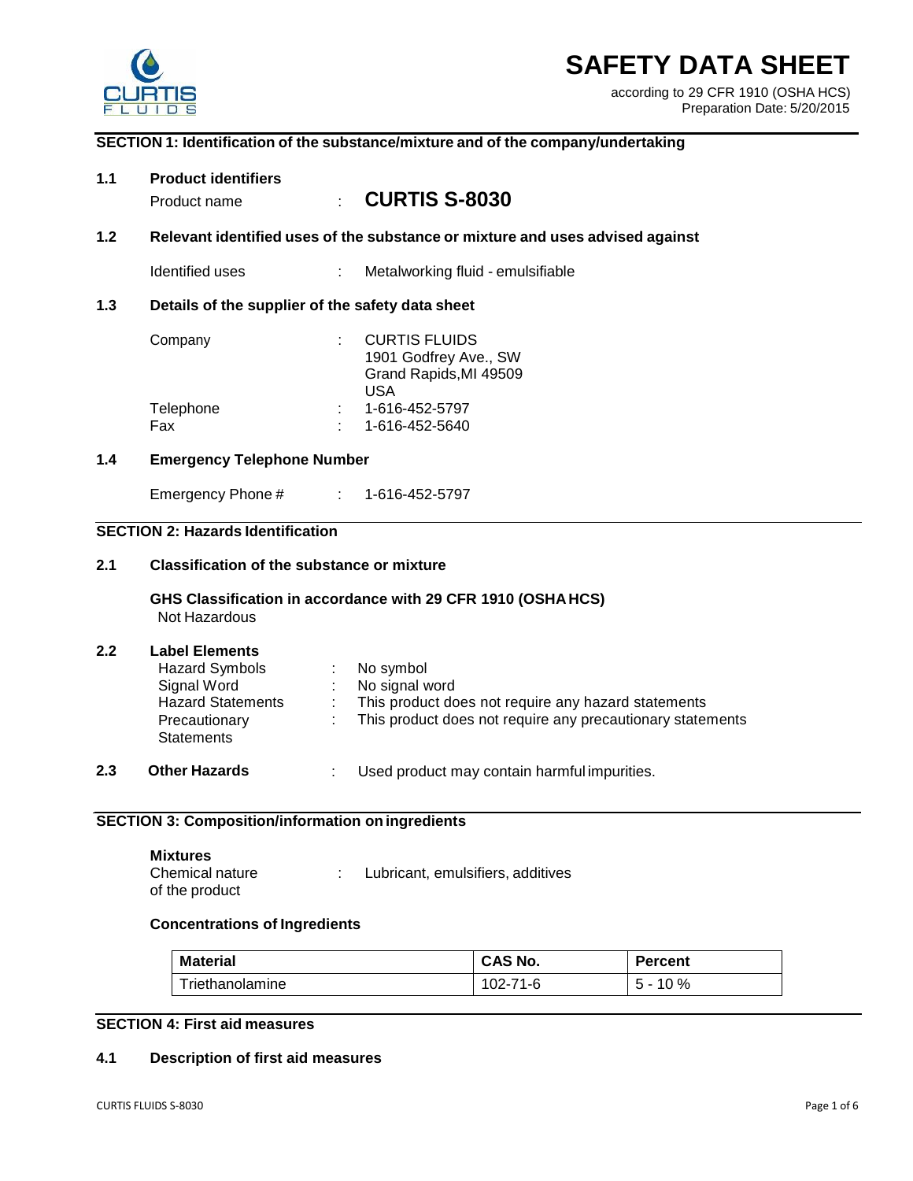CURTIS FLUIDS

# SAFETY DATA SHEET

according to 29 CFR 1910 (OSHA HCS)
Preparation Date: 5/20/2015

## SECTION 1: Identification of the substance/mixture and of the company/undertaking

### 1.1 Product identifiers

Product name : **CURTIS S-8030**

### 1.2 Relevant identified uses of the substance or mixture and uses advised against

Identified uses : Metalworking fluid - emulsifiable

### 1.3 Details of the supplier of the safety data sheet

Company : CURTIS FLUIDS
1901 Godfrey Ave., SW
Grand Rapids,MI 49509
USA

Telephone : 1-616-452-5797

Fax : 1-616-452-5640

### 1.4 Emergency Telephone Number

Emergency Phone # : 1-616-452-5797

## SECTION 2: Hazards Identification

### 2.1 Classification of the substance or mixture

**GHS Classification in accordance with 29 CFR 1910 (OSHA HCS)**

Not Hazardous

### 2.2 Label Elements

Hazard Symbols : No symbol

Signal Word : No signal word

Hazard Statements : This product does not require any hazard statements

Precautionary Statements : This product does not require any precautionary statements

### 2.3 Other Hazards

: Used product may contain harmful impurities.

## SECTION 3: Composition/information on ingredients

**Mixtures**

Chemical nature of the product : Lubricant, emulsifiers, additives

**Concentrations of Ingredients**

| Material | CAS No. | Percent |
| --- | --- | --- |
| Triethanolamine | 102-71-6 | 5 - 10 % |

## SECTION 4: First aid measures

### 4.1 Description of first aid measures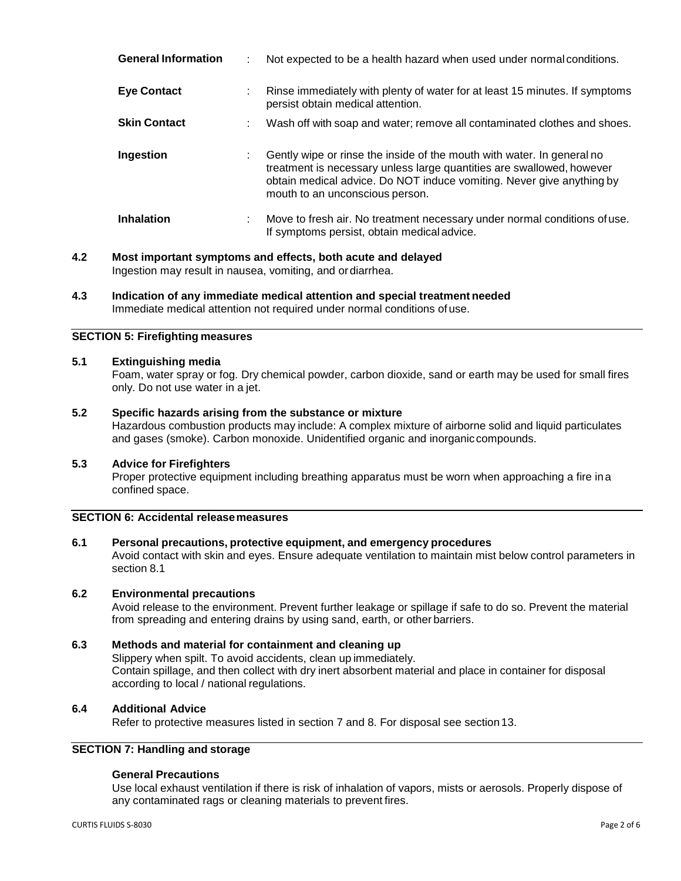| | | |
|---|---|---|
| **General Information** | : | Not expected to be a health hazard when used under normal conditions. |
| **Eye Contact** | : | Rinse immediately with plenty of water for at least 15 minutes. If symptoms persist obtain medical attention. |
| **Skin Contact** | : | Wash off with soap and water; remove all contaminated clothes and shoes. |
| **Ingestion** | : | Gently wipe or rinse the inside of the mouth with water. In general no treatment is necessary unless large quantities are swallowed, however obtain medical advice. Do NOT induce vomiting. Never give anything by mouth to an unconscious person. |
| **Inhalation** | : | Move to fresh air. No treatment necessary under normal conditions of use. If symptoms persist, obtain medical advice. |

**4.2 Most important symptoms and effects, both acute and delayed**

Ingestion may result in nausea, vomiting, and or diarrhea.

**4.3 Indication of any immediate medical attention and special treatment needed**

Immediate medical attention not required under normal conditions of use.

## SECTION 5: Firefighting measures

**5.1 Extinguishing media**

Foam, water spray or fog. Dry chemical powder, carbon dioxide, sand or earth may be used for small fires only. Do not use water in a jet.

**5.2 Specific hazards arising from the substance or mixture**

Hazardous combustion products may include: A complex mixture of airborne solid and liquid particulates and gases (smoke). Carbon monoxide. Unidentified organic and inorganic compounds.

**5.3 Advice for Firefighters**

Proper protective equipment including breathing apparatus must be worn when approaching a fire in a confined space.

## SECTION 6: Accidental release measures

**6.1 Personal precautions, protective equipment, and emergency procedures**

Avoid contact with skin and eyes. Ensure adequate ventilation to maintain mist below control parameters in section 8.1

**6.2 Environmental precautions**

Avoid release to the environment. Prevent further leakage or spillage if safe to do so. Prevent the material from spreading and entering drains by using sand, earth, or other barriers.

**6.3 Methods and material for containment and cleaning up**

Slippery when spilt. To avoid accidents, clean up immediately.
Contain spillage, and then collect with dry inert absorbent material and place in container for disposal according to local / national regulations.

**6.4 Additional Advice**

Refer to protective measures listed in section 7 and 8. For disposal see section 13.

## SECTION 7: Handling and storage

**General Precautions**

Use local exhaust ventilation if there is risk of inhalation of vapors, mists or aerosols. Properly dispose of any contaminated rags or cleaning materials to prevent fires.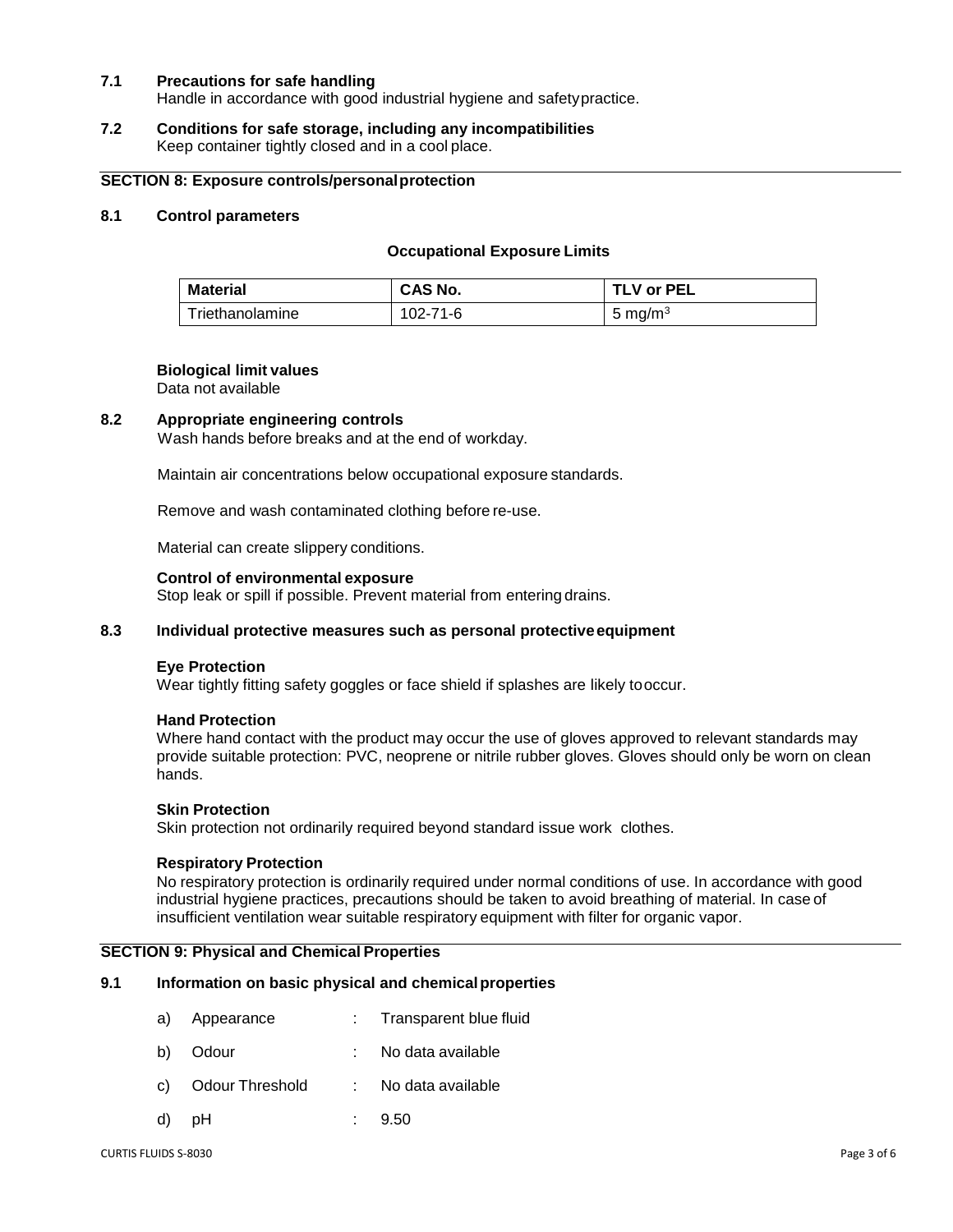**7.1 Precautions for safe handling**

Handle in accordance with good industrial hygiene and safety practice.

**7.2 Conditions for safe storage, including any incompatibilities**

Keep container tightly closed and in a cool place.

## SECTION 8: Exposure controls/personal protection

**8.1 Control parameters**

**Occupational Exposure Limits**

| Material | CAS No. | TLV or PEL |
|---|---|---|
| Triethanolamine | 102-71-6 | 5 mg/m$^3$ |

**Biological limit values**

Data not available

**8.2 Appropriate engineering controls**

Wash hands before breaks and at the end of workday.

Maintain air concentrations below occupational exposure standards.

Remove and wash contaminated clothing before re-use.

Material can create slippery conditions.

**Control of environmental exposure**

Stop leak or spill if possible. Prevent material from entering drains.

**8.3 Individual protective measures such as personal protective equipment**

**Eye Protection**

Wear tightly fitting safety goggles or face shield if splashes are likely to occur.

**Hand Protection**

Where hand contact with the product may occur the use of gloves approved to relevant standards may provide suitable protection: PVC, neoprene or nitrile rubber gloves. Gloves should only be worn on clean hands.

**Skin Protection**

Skin protection not ordinarily required beyond standard issue work clothes.

**Respiratory Protection**

No respiratory protection is ordinarily required under normal conditions of use. In accordance with good industrial hygiene practices, precautions should be taken to avoid breathing of material. In case of insufficient ventilation wear suitable respiratory equipment with filter for organic vapor.

## SECTION 9: Physical and Chemical Properties

**9.1 Information on basic physical and chemical properties**

a) Appearance : Transparent blue fluid

b) Odour : No data available

c) Odour Threshold : No data available

d) pH : 9.50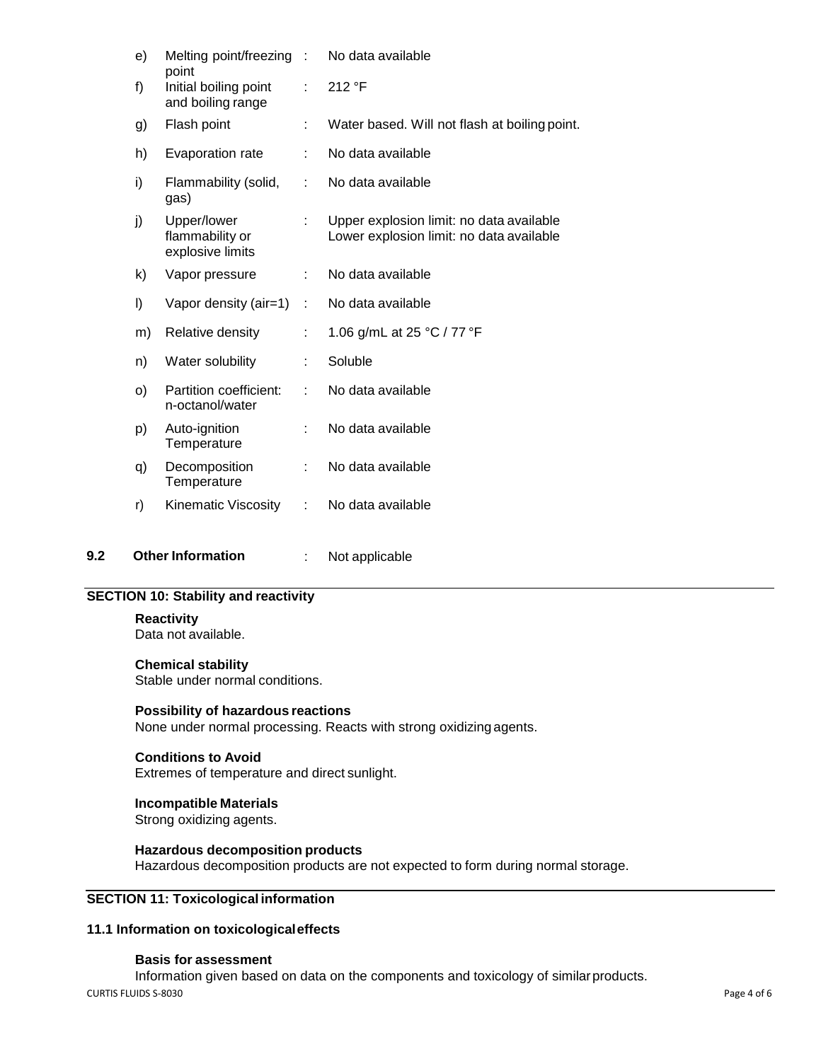| | | | |
|---|---|---|---|
| e) | Melting point/freezing point | : | No data available |
| f) | Initial boiling point and boiling range | : | 212 °F |
| g) | Flash point | : | Water based. Will not flash at boiling point. |
| h) | Evaporation rate | : | No data available |
| i) | Flammability (solid, gas) | : | No data available |
| j) | Upper/lower flammability or explosive limits | : | Upper explosion limit: no data available<br>Lower explosion limit: no data available |
| k) | Vapor pressure | : | No data available |
| l) | Vapor density (air=1) | : | No data available |
| m) | Relative density | : | 1.06 g/mL at 25 °C / 77 °F |
| n) | Water solubility | : | Soluble |
| o) | Partition coefficient: n-octanol/water | : | No data available |
| p) | Auto-ignition Temperature | : | No data available |
| q) | Decomposition Temperature | : | No data available |
| r) | Kinematic Viscosity | : | No data available |

**9.2 Other Information** : Not applicable

## SECTION 10: Stability and reactivity

**Reactivity**
Data not available.

**Chemical stability**
Stable under normal conditions.

**Possibility of hazardous reactions**
None under normal processing. Reacts with strong oxidizing agents.

**Conditions to Avoid**
Extremes of temperature and direct sunlight.

**Incompatible Materials**
Strong oxidizing agents.

**Hazardous decomposition products**
Hazardous decomposition products are not expected to form during normal storage.

## SECTION 11: Toxicological information

### 11.1 Information on toxicological effects

**Basis for assessment**
Information given based on data on the components and toxicology of similar products.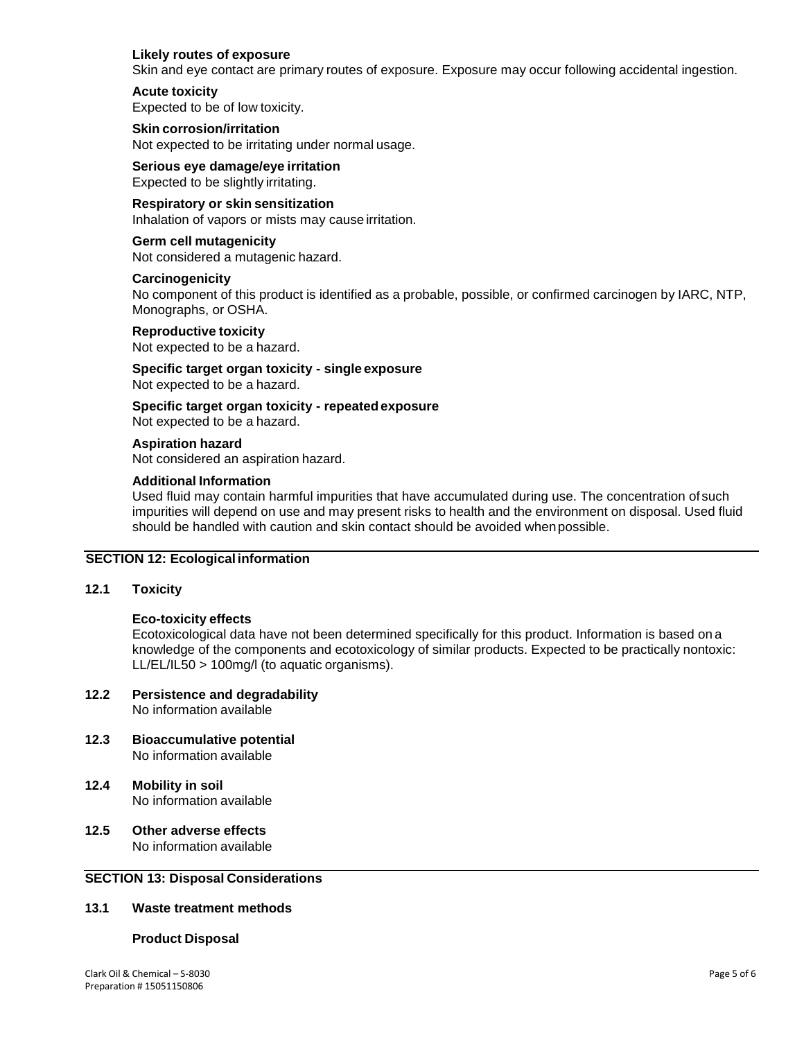**Likely routes of exposure**

Skin and eye contact are primary routes of exposure. Exposure may occur following accidental ingestion.

**Acute toxicity**

Expected to be of low toxicity.

**Skin corrosion/irritation**

Not expected to be irritating under normal usage.

**Serious eye damage/eye irritation**

Expected to be slightly irritating.

**Respiratory or skin sensitization**

Inhalation of vapors or mists may cause irritation.

**Germ cell mutagenicity**

Not considered a mutagenic hazard.

**Carcinogenicity**

No component of this product is identified as a probable, possible, or confirmed carcinogen by IARC, NTP, Monographs, or OSHA.

**Reproductive toxicity**

Not expected to be a hazard.

**Specific target organ toxicity - single exposure**

Not expected to be a hazard.

**Specific target organ toxicity - repeated exposure**

Not expected to be a hazard.

**Aspiration hazard**

Not considered an aspiration hazard.

**Additional Information**

Used fluid may contain harmful impurities that have accumulated during use. The concentration of such impurities will depend on use and may present risks to health and the environment on disposal. Used fluid should be handled with caution and skin contact should be avoided when possible.

## SECTION 12: Ecological information

### 12.1 Toxicity

**Eco-toxicity effects**

Ecotoxicological data have not been determined specifically for this product. Information is based on a knowledge of the components and ecotoxicology of similar products. Expected to be practically nontoxic: LL/EL/IL50 > 100mg/l (to aquatic organisms).

### 12.2 Persistence and degradability

No information available

### 12.3 Bioaccumulative potential

No information available

### 12.4 Mobility in soil

No information available

### 12.5 Other adverse effects

No information available

## SECTION 13: Disposal Considerations

### 13.1 Waste treatment methods

**Product Disposal**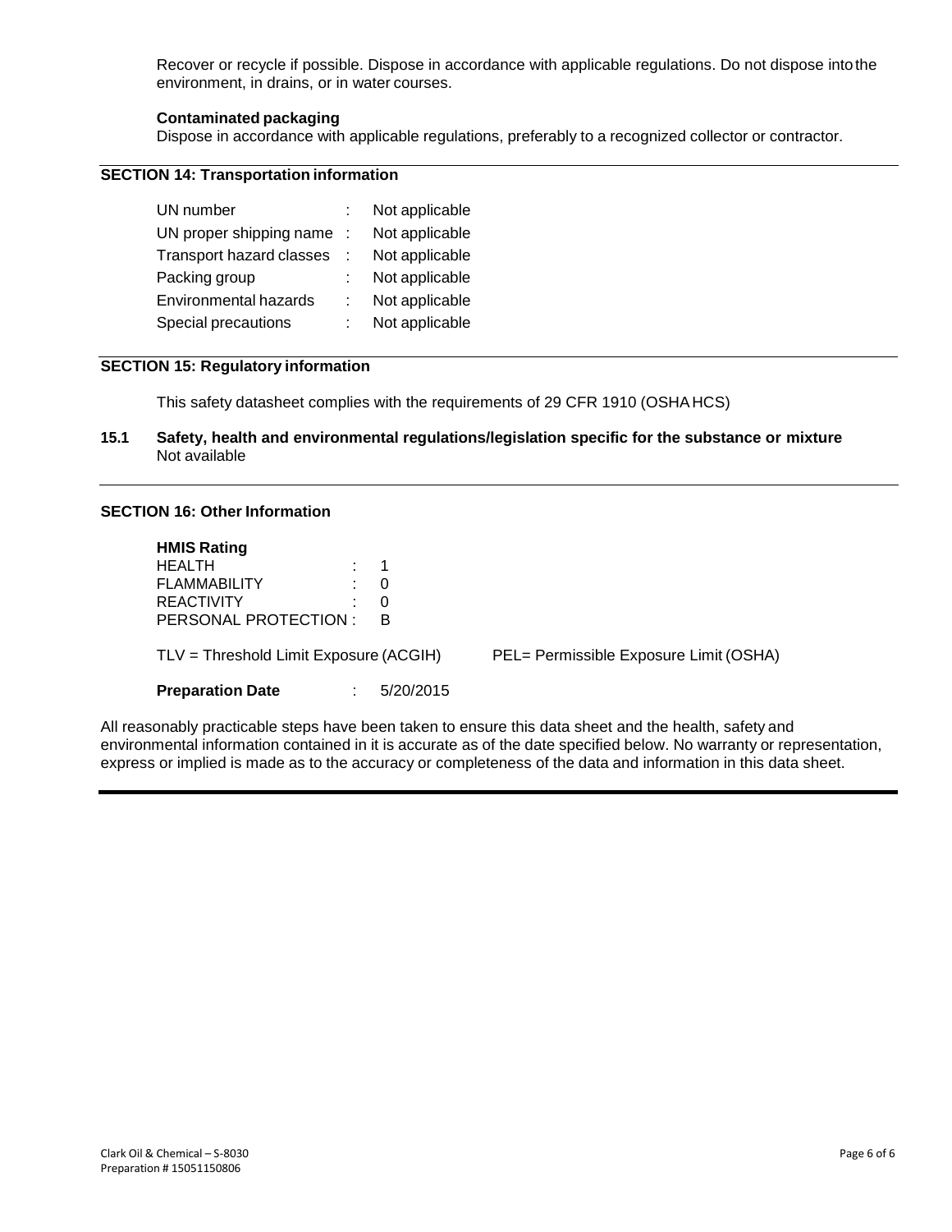Recover or recycle if possible. Dispose in accordance with applicable regulations. Do not dispose into the environment, in drains, or in water courses.

**Contaminated packaging**

Dispose in accordance with applicable regulations, preferably to a recognized collector or contractor.

## SECTION 14: Transportation information

| | | |
|---|---|---|
| UN number | : | Not applicable |
| UN proper shipping name | : | Not applicable |
| Transport hazard classes | : | Not applicable |
| Packing group | : | Not applicable |
| Environmental hazards | : | Not applicable |
| Special precautions | : | Not applicable |

## SECTION 15: Regulatory information

This safety datasheet complies with the requirements of 29 CFR 1910 (OSHA HCS)

**15.1 Safety, health and environmental regulations/legislation specific for the substance or mixture**

Not available

## SECTION 16: Other Information

**HMIS Rating**

| | | |
|---|---|---|
| HEALTH | : | 1 |
| FLAMMABILITY | : | 0 |
| REACTIVITY | : | 0 |
| PERSONAL PROTECTION | : | B |

TLV = Threshold Limit Exposure (ACGIH)

PEL= Permissible Exposure Limit (OSHA)

**Preparation Date** : 5/20/2015

All reasonably practicable steps have been taken to ensure this data sheet and the health, safety and environmental information contained in it is accurate as of the date specified below. No warranty or representation, express or implied is made as to the accuracy or completeness of the data and information in this data sheet.

Clark Oil & Chemical – S-8030
Preparation # 15051150806